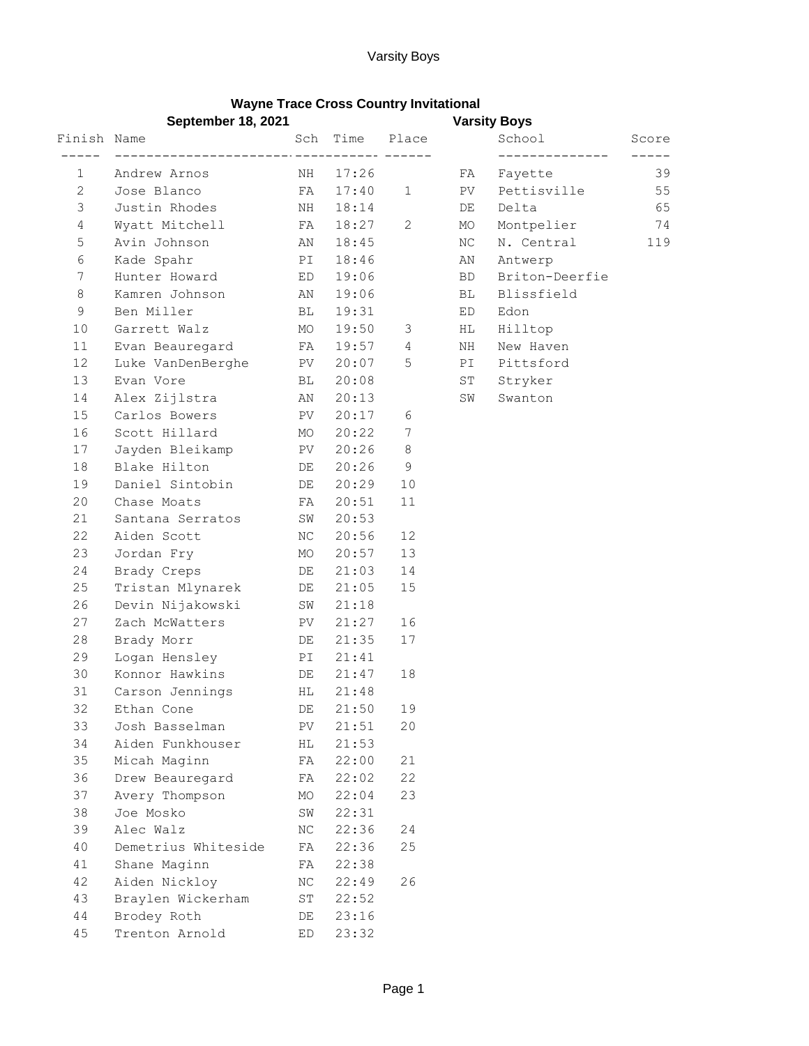# Wayne Trace Cross Country Invitational

**September 18, 2021** **Varsity Boys**

| Finish | Name | Sch | Time | Place |
|---|---|---|---|---|
| 1 | Andrew Arnos | NH | 17:26 | |
| 2 | Jose Blanco | FA | 17:40 | 1 |
| 3 | Justin Rhodes | NH | 18:14 | |
| 4 | Wyatt Mitchell | FA | 18:27 | 2 |
| 5 | Avin Johnson | AN | 18:45 | |
| 6 | Kade Spahr | PI | 18:46 | |
| 7 | Hunter Howard | ED | 19:06 | |
| 8 | Kamren Johnson | AN | 19:06 | |
| 9 | Ben Miller | BL | 19:31 | |
| 10 | Garrett Walz | MO | 19:50 | 3 |
| 11 | Evan Beauregard | FA | 19:57 | 4 |
| 12 | Luke VanDenBerghe | PV | 20:07 | 5 |
| 13 | Evan Vore | BL | 20:08 | |
| 14 | Alex Zijlstra | AN | 20:13 | |
| 15 | Carlos Bowers | PV | 20:17 | 6 |
| 16 | Scott Hillard | MO | 20:22 | 7 |
| 17 | Jayden Bleikamp | PV | 20:26 | 8 |
| 18 | Blake Hilton | DE | 20:26 | 9 |
| 19 | Daniel Sintobin | DE | 20:29 | 10 |
| 20 | Chase Moats | FA | 20:51 | 11 |
| 21 | Santana Serratos | SW | 20:53 | |
| 22 | Aiden Scott | NC | 20:56 | 12 |
| 23 | Jordan Fry | MO | 20:57 | 13 |
| 24 | Brady Creps | DE | 21:03 | 14 |
| 25 | Tristan Mlynarek | DE | 21:05 | 15 |
| 26 | Devin Nijakowski | SW | 21:18 | |
| 27 | Zach McWatters | PV | 21:27 | 16 |
| 28 | Brady Morr | DE | 21:35 | 17 |
| 29 | Logan Hensley | PI | 21:41 | |
| 30 | Konnor Hawkins | DE | 21:47 | 18 |
| 31 | Carson Jennings | HL | 21:48 | |
| 32 | Ethan Cone | DE | 21:50 | 19 |
| 33 | Josh Basselman | PV | 21:51 | 20 |
| 34 | Aiden Funkhouser | HL | 21:53 | |
| 35 | Micah Maginn | FA | 22:00 | 21 |
| 36 | Drew Beauregard | FA | 22:02 | 22 |
| 37 | Avery Thompson | MO | 22:04 | 23 |
| 38 | Joe Mosko | SW | 22:31 | |
| 39 | Alec Walz | NC | 22:36 | 24 |
| 40 | Demetrius Whiteside | FA | 22:36 | 25 |
| 41 | Shane Maginn | FA | 22:38 | |
| 42 | Aiden Nickloy | NC | 22:49 | 26 |
| 43 | Braylen Wickerham | ST | 22:52 | |
| 44 | Brodey Roth | DE | 23:16 | |
| 45 | Trenton Arnold | ED | 23:32 | |

| | School | Score |
|---|---|---|
| FA | Fayette | 39 |
| PV | Pettisville | 55 |
| DE | Delta | 65 |
| MO | Montpelier | 74 |
| NC | N. Central | 119 |
| AN | Antwerp | |
| BD | Briton-Deerfie | |
| BL | Blissfield | |
| ED | Edon | |
| HL | Hilltop | |
| NH | New Haven | |
| PI | Pittsford | |
| ST | Stryker | |
| SW | Swanton | |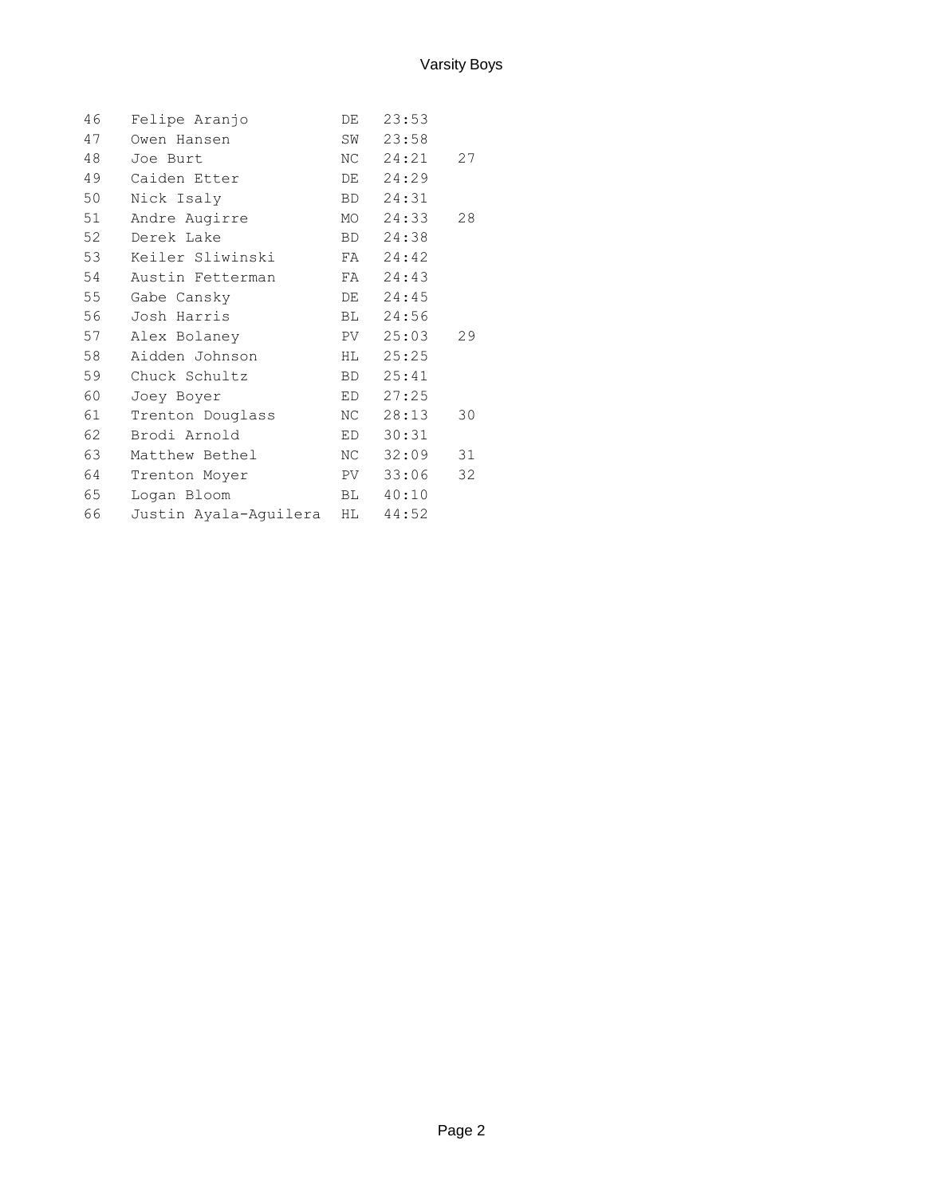Varsity Boys

| | | | | |
|---|---|---|---|---|
| 46 | Felipe Aranjo | DE | 23:53 | |
| 47 | Owen Hansen | SW | 23:58 | |
| 48 | Joe Burt | NC | 24:21 | 27 |
| 49 | Caiden Etter | DE | 24:29 | |
| 50 | Nick Isaly | BD | 24:31 | |
| 51 | Andre Augirre | MO | 24:33 | 28 |
| 52 | Derek Lake | BD | 24:38 | |
| 53 | Keiler Sliwinski | FA | 24:42 | |
| 54 | Austin Fetterman | FA | 24:43 | |
| 55 | Gabe Cansky | DE | 24:45 | |
| 56 | Josh Harris | BL | 24:56 | |
| 57 | Alex Bolaney | PV | 25:03 | 29 |
| 58 | Aidden Johnson | HL | 25:25 | |
| 59 | Chuck Schultz | BD | 25:41 | |
| 60 | Joey Boyer | ED | 27:25 | |
| 61 | Trenton Douglass | NC | 28:13 | 30 |
| 62 | Brodi Arnold | ED | 30:31 | |
| 63 | Matthew Bethel | NC | 32:09 | 31 |
| 64 | Trenton Moyer | PV | 33:06 | 32 |
| 65 | Logan Bloom | BL | 40:10 | |
| 66 | Justin Ayala-Aguilera | HL | 44:52 | |